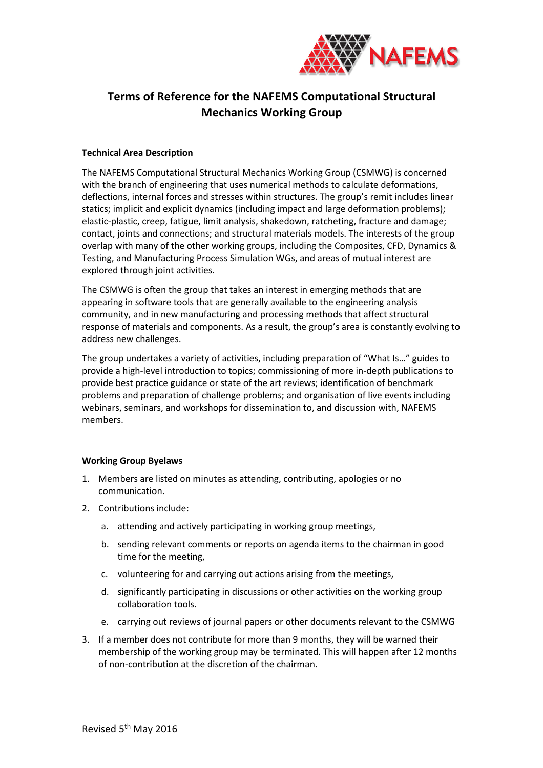# Terms of Reference for the NAFEMS Computational Structural Mechanics Working Group

**Technical Area Description**

The NAFEMS Computational Structural Mechanics Working Group (CSMWG) is concerned with the branch of engineering that uses numerical methods to calculate deformations, deflections, internal forces and stresses within structures. The group's remit includes linear statics; implicit and explicit dynamics (including impact and large deformation problems); elastic-plastic, creep, fatigue, limit analysis, shakedown, ratcheting, fracture and damage; contact, joints and connections; and structural materials models. The interests of the group overlap with many of the other working groups, including the Composites, CFD, Dynamics & Testing, and Manufacturing Process Simulation WGs, and areas of mutual interest are explored through joint activities.

The CSMWG is often the group that takes an interest in emerging methods that are appearing in software tools that are generally available to the engineering analysis community, and in new manufacturing and processing methods that affect structural response of materials and components. As a result, the group's area is constantly evolving to address new challenges.

The group undertakes a variety of activities, including preparation of "What Is…" guides to provide a high-level introduction to topics; commissioning of more in-depth publications to provide best practice guidance or state of the art reviews; identification of benchmark problems and preparation of challenge problems; and organisation of live events including webinars, seminars, and workshops for dissemination to, and discussion with, NAFEMS members.

**Working Group Byelaws**

1. Members are listed on minutes as attending, contributing, apologies or no communication.
2. Contributions include:
   a. attending and actively participating in working group meetings,
   b. sending relevant comments or reports on agenda items to the chairman in good time for the meeting,
   c. volunteering for and carrying out actions arising from the meetings,
   d. significantly participating in discussions or other activities on the working group collaboration tools.
   e. carrying out reviews of journal papers or other documents relevant to the CSMWG
3. If a member does not contribute for more than 9 months, they will be warned their membership of the working group may be terminated. This will happen after 12 months of non-contribution at the discretion of the chairman.

Revised 5th May 2016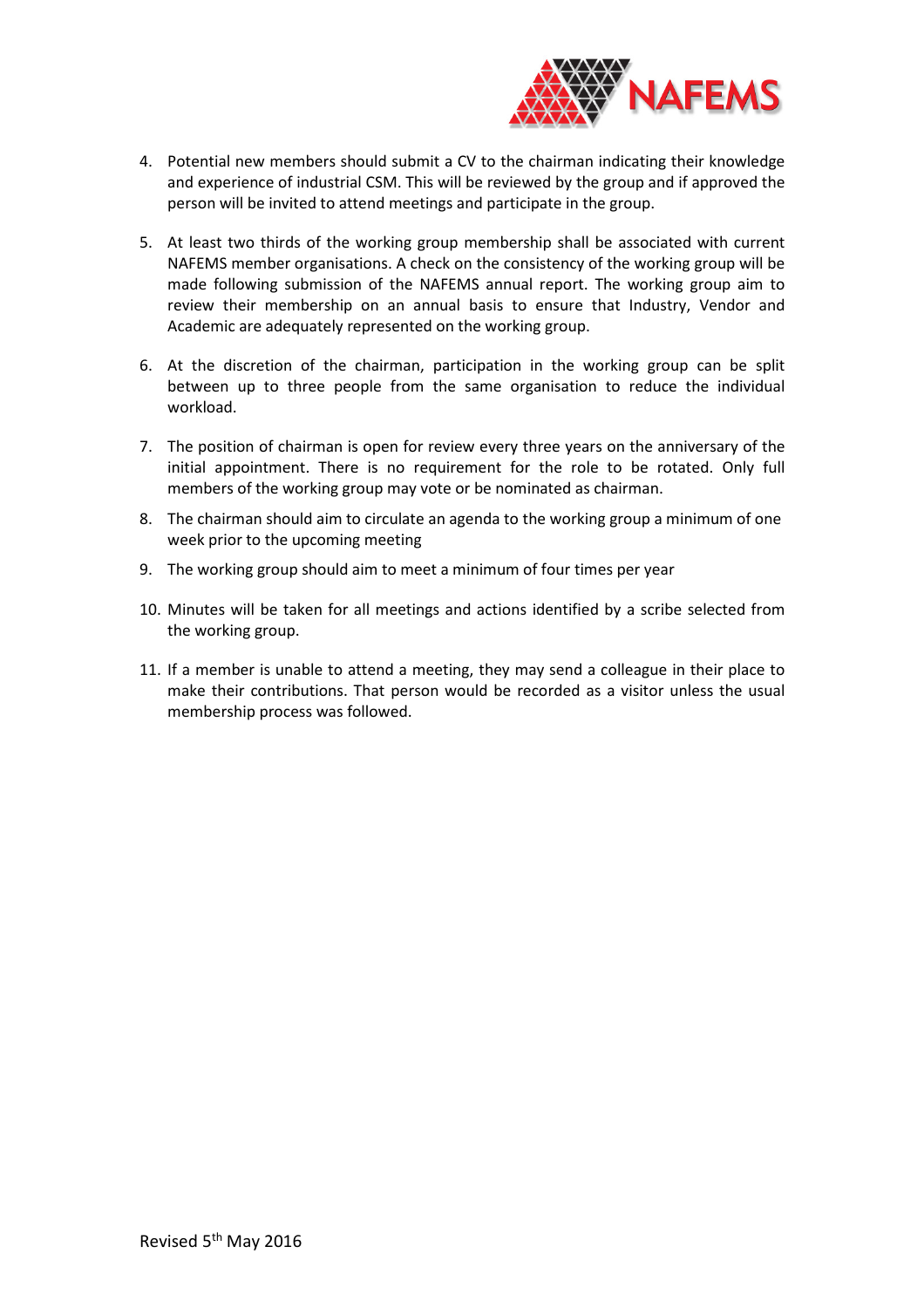4. Potential new members should submit a CV to the chairman indicating their knowledge and experience of industrial CSM. This will be reviewed by the group and if approved the person will be invited to attend meetings and participate in the group.

5. At least two thirds of the working group membership shall be associated with current NAFEMS member organisations. A check on the consistency of the working group will be made following submission of the NAFEMS annual report. The working group aim to review their membership on an annual basis to ensure that Industry, Vendor and Academic are adequately represented on the working group.

6. At the discretion of the chairman, participation in the working group can be split between up to three people from the same organisation to reduce the individual workload.

7. The position of chairman is open for review every three years on the anniversary of the initial appointment. There is no requirement for the role to be rotated. Only full members of the working group may vote or be nominated as chairman.

8. The chairman should aim to circulate an agenda to the working group a minimum of one week prior to the upcoming meeting

9. The working group should aim to meet a minimum of four times per year

10. Minutes will be taken for all meetings and actions identified by a scribe selected from the working group.

11. If a member is unable to attend a meeting, they may send a colleague in their place to make their contributions. That person would be recorded as a visitor unless the usual membership process was followed.

Revised 5th May 2016